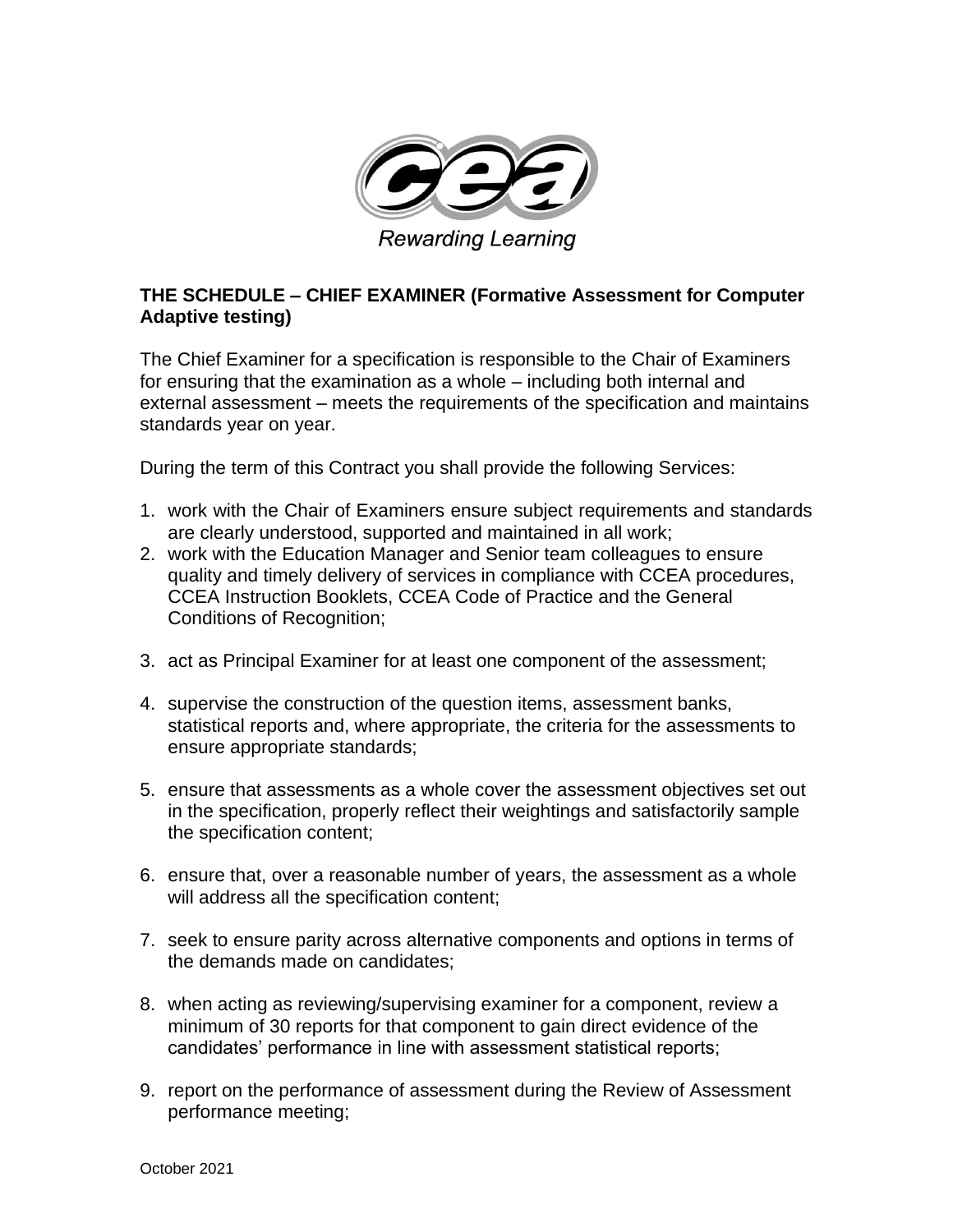Rewarding Learning

**THE SCHEDULE – CHIEF EXAMINER (Formative Assessment for Computer Adaptive testing)**

The Chief Examiner for a specification is responsible to the Chair of Examiners for ensuring that the examination as a whole – including both internal and external assessment – meets the requirements of the specification and maintains standards year on year.

During the term of this Contract you shall provide the following Services:

1. work with the Chair of Examiners ensure subject requirements and standards are clearly understood, supported and maintained in all work;
2. work with the Education Manager and Senior team colleagues to ensure quality and timely delivery of services in compliance with CCEA procedures, CCEA Instruction Booklets, CCEA Code of Practice and the General Conditions of Recognition;
3. act as Principal Examiner for at least one component of the assessment;
4. supervise the construction of the question items, assessment banks, statistical reports and, where appropriate, the criteria for the assessments to ensure appropriate standards;
5. ensure that assessments as a whole cover the assessment objectives set out in the specification, properly reflect their weightings and satisfactorily sample the specification content;
6. ensure that, over a reasonable number of years, the assessment as a whole will address all the specification content;
7. seek to ensure parity across alternative components and options in terms of the demands made on candidates;
8. when acting as reviewing/supervising examiner for a component, review a minimum of 30 reports for that component to gain direct evidence of the candidates' performance in line with assessment statistical reports;
9. report on the performance of assessment during the Review of Assessment performance meeting;

October 2021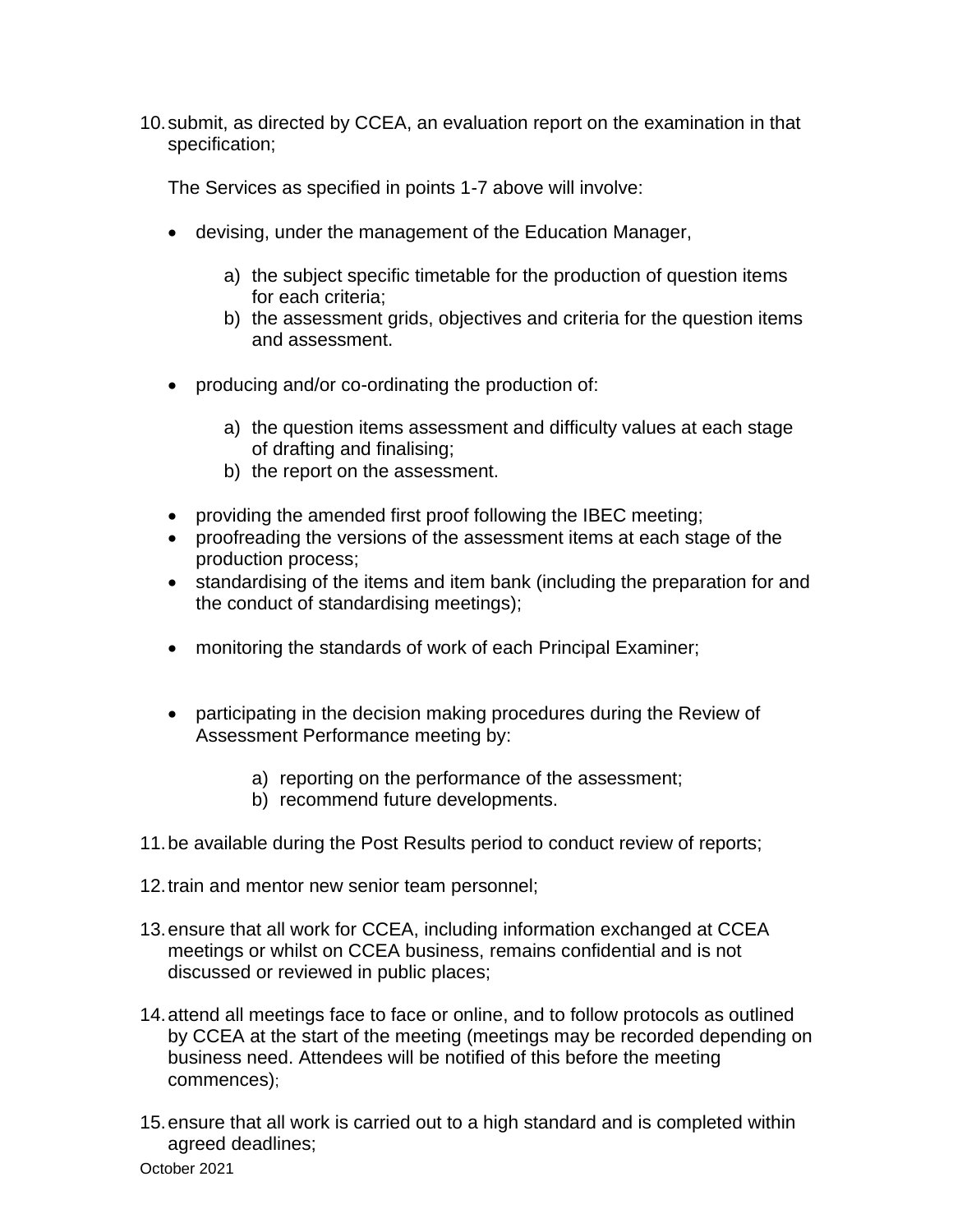10. submit, as directed by CCEA, an evaluation report on the examination in that specification;

    The Services as specified in points 1-7 above will involve:

    - devising, under the management of the Education Manager,

        a) the subject specific timetable for the production of question items for each criteria;
        b) the assessment grids, objectives and criteria for the question items and assessment.

    - producing and/or co-ordinating the production of:

        a) the question items assessment and difficulty values at each stage of drafting and finalising;
        b) the report on the assessment.

    - providing the amended first proof following the IBEC meeting;
    - proofreading the versions of the assessment items at each stage of the production process;
    - standardising of the items and item bank (including the preparation for and the conduct of standardising meetings);
    - monitoring the standards of work of each Principal Examiner;
    - participating in the decision making procedures during the Review of Assessment Performance meeting by:

        a) reporting on the performance of the assessment;
        b) recommend future developments.

11. be available during the Post Results period to conduct review of reports;

12. train and mentor new senior team personnel;

13. ensure that all work for CCEA, including information exchanged at CCEA meetings or whilst on CCEA business, remains confidential and is not discussed or reviewed in public places;

14. attend all meetings face to face or online, and to follow protocols as outlined by CCEA at the start of the meeting (meetings may be recorded depending on business need. Attendees will be notified of this before the meeting commences);

15. ensure that all work is carried out to a high standard and is completed within agreed deadlines;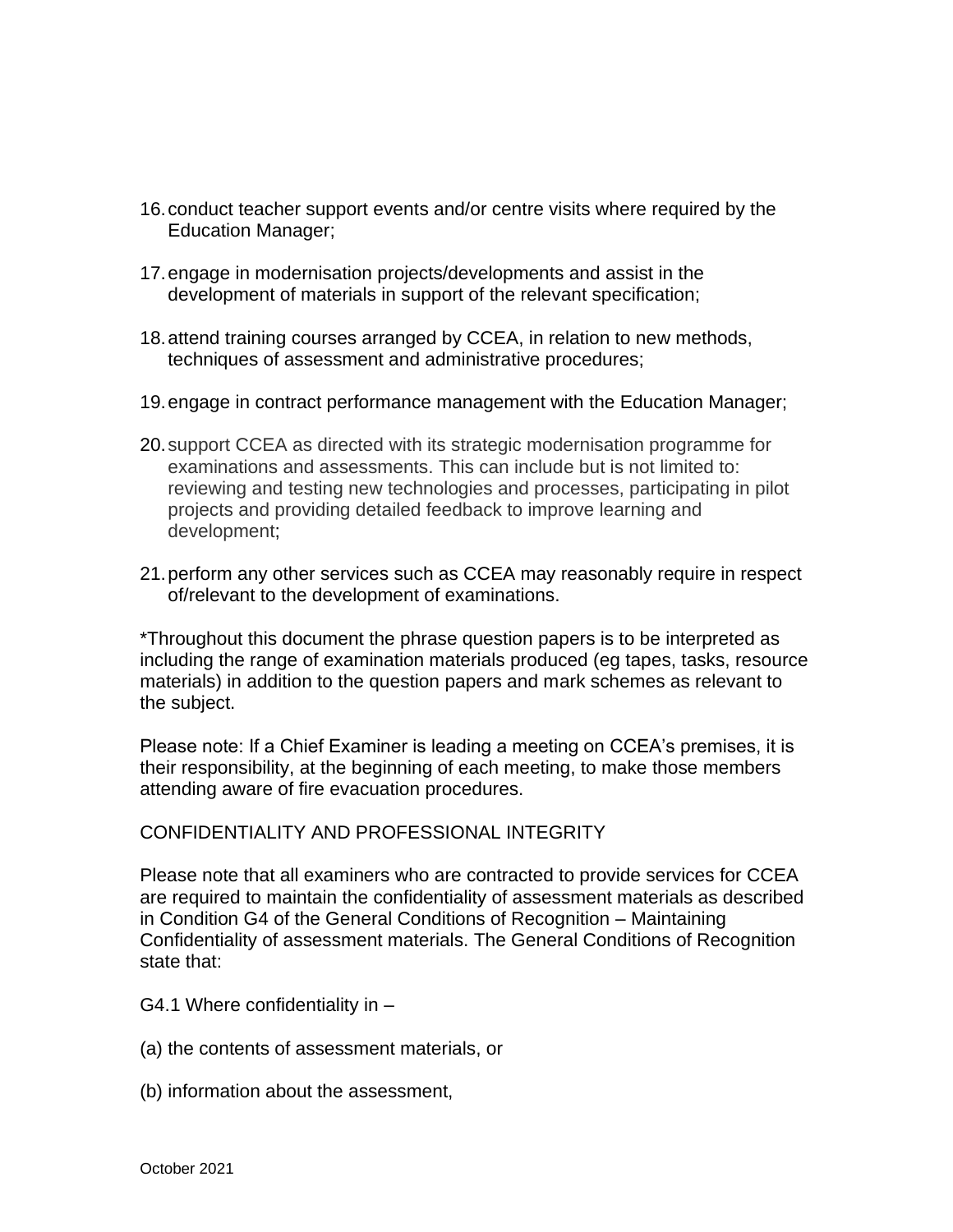16. conduct teacher support events and/or centre visits where required by the Education Manager;

17. engage in modernisation projects/developments and assist in the development of materials in support of the relevant specification;

18. attend training courses arranged by CCEA, in relation to new methods, techniques of assessment and administrative procedures;

19. engage in contract performance management with the Education Manager;

20. support CCEA as directed with its strategic modernisation programme for examinations and assessments. This can include but is not limited to: reviewing and testing new technologies and processes, participating in pilot projects and providing detailed feedback to improve learning and development;

21. perform any other services such as CCEA may reasonably require in respect of/relevant to the development of examinations.

*Throughout this document the phrase question papers is to be interpreted as including the range of examination materials produced (eg tapes, tasks, resource materials) in addition to the question papers and mark schemes as relevant to the subject.

Please note: If a Chief Examiner is leading a meeting on CCEA's premises, it is their responsibility, at the beginning of each meeting, to make those members attending aware of fire evacuation procedures.

CONFIDENTIALITY AND PROFESSIONAL INTEGRITY

Please note that all examiners who are contracted to provide services for CCEA are required to maintain the confidentiality of assessment materials as described in Condition G4 of the General Conditions of Recognition – Maintaining Confidentiality of assessment materials. The General Conditions of Recognition state that:

G4.1 Where confidentiality in –

(a) the contents of assessment materials, or

(b) information about the assessment,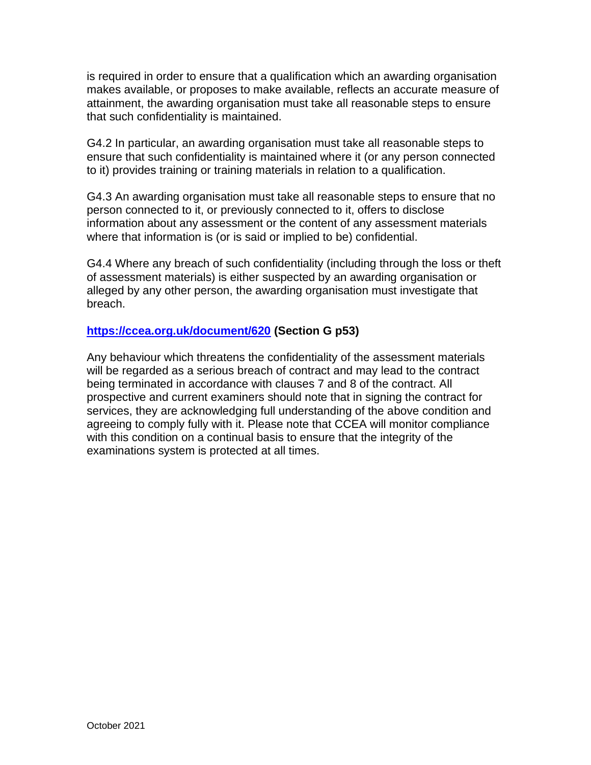is required in order to ensure that a qualification which an awarding organisation makes available, or proposes to make available, reflects an accurate measure of attainment, the awarding organisation must take all reasonable steps to ensure that such confidentiality is maintained.

G4.2 In particular, an awarding organisation must take all reasonable steps to ensure that such confidentiality is maintained where it (or any person connected to it) provides training or training materials in relation to a qualification.

G4.3 An awarding organisation must take all reasonable steps to ensure that no person connected to it, or previously connected to it, offers to disclose information about any assessment or the content of any assessment materials where that information is (or is said or implied to be) confidential.

G4.4 Where any breach of such confidentiality (including through the loss or theft of assessment materials) is either suspected by an awarding organisation or alleged by any other person, the awarding organisation must investigate that breach.

**[https://ccea.org.uk/document/620](https://ccea.org.uk/document/620) (Section G p53)**

Any behaviour which threatens the confidentiality of the assessment materials will be regarded as a serious breach of contract and may lead to the contract being terminated in accordance with clauses 7 and 8 of the contract. All prospective and current examiners should note that in signing the contract for services, they are acknowledging full understanding of the above condition and agreeing to comply fully with it. Please note that CCEA will monitor compliance with this condition on a continual basis to ensure that the integrity of the examinations system is protected at all times.

October 2021